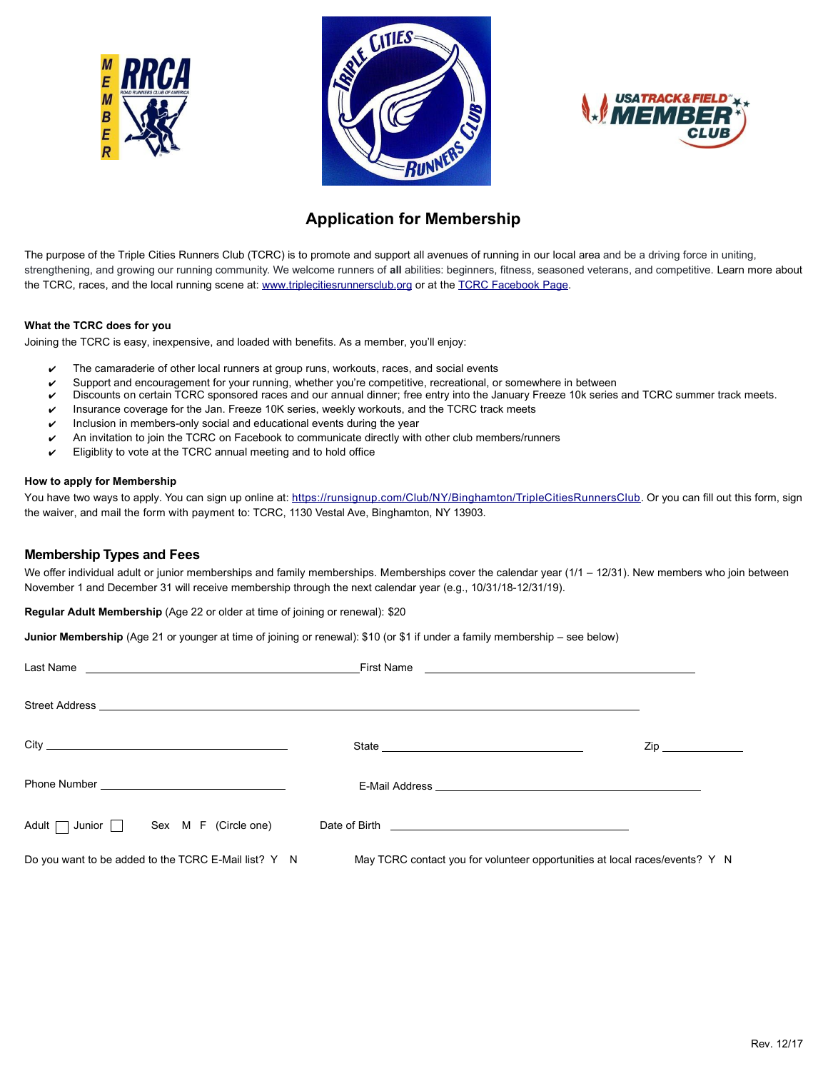# Application for Membership

The purpose of the Triple Cities Runners Club (TCRC) is to promote and support all avenues of running in our local area and be a driving force in uniting, strengthening, and growing our running community. We welcome runners of **all** abilities: beginners, fitness, seasoned veterans, and competitive. Learn more about the TCRC, races, and the local running scene at: [www.triplecitiesrunnersclub.org](www.triplecitiesrunnersclub.org) or at the [TCRC Facebook Page](TCRC Facebook Page).

### What the TCRC does for you

Joining the TCRC is easy, inexpensive, and loaded with benefits. As a member, you'll enjoy:

- ✔ The camaraderie of other local runners at group runs, workouts, races, and social events
- ✔ Support and encouragement for your running, whether you're competitive, recreational, or somewhere in between
- ✔ Discounts on certain TCRC sponsored races and our annual dinner; free entry into the January Freeze 10k series and TCRC summer track meets.
- ✔ Insurance coverage for the Jan. Freeze 10K series, weekly workouts, and the TCRC track meets
- ✔ Inclusion in members-only social and educational events during the year
- ✔ An invitation to join the TCRC on Facebook to communicate directly with other club members/runners
- ✔ Eligiblity to vote at the TCRC annual meeting and to hold office

### How to apply for Membership

You have two ways to apply. You can sign up online at: [https://runsignup.com/Club/NY/Binghamton/TripleCitiesRunnersClub](https://runsignup.com/Club/NY/Binghamton/TripleCitiesRunnersClub). Or you can fill out this form, sign the waiver, and mail the form with payment to: TCRC, 1130 Vestal Ave, Binghamton, NY 13903.

## Membership Types and Fees

We offer individual adult or junior memberships and family memberships. Memberships cover the calendar year (1/1 – 12/31). New members who join between November 1 and December 31 will receive membership through the next calendar year (e.g., 10/31/18-12/31/19).

**Regular Adult Membership** (Age 22 or older at time of joining or renewal): $20

**Junior Membership** (Age 21 or younger at time of joining or renewal): $10 (or $1 if under a family membership – see below)

Last Name ______________________________ First Name ______________________________

Street Address ______________________________________________________________

City ______________________________ State ______________________________ Zip ____________

Phone Number ______________________________ E-Mail Address ______________________________

Adult ☐ Junior ☐ Sex M F (Circle one) Date of Birth ______________________________

Do you want to be added to the TCRC E-Mail list? Y N May TCRC contact you for volunteer opportunities at local races/events? Y N

Rev. 12/17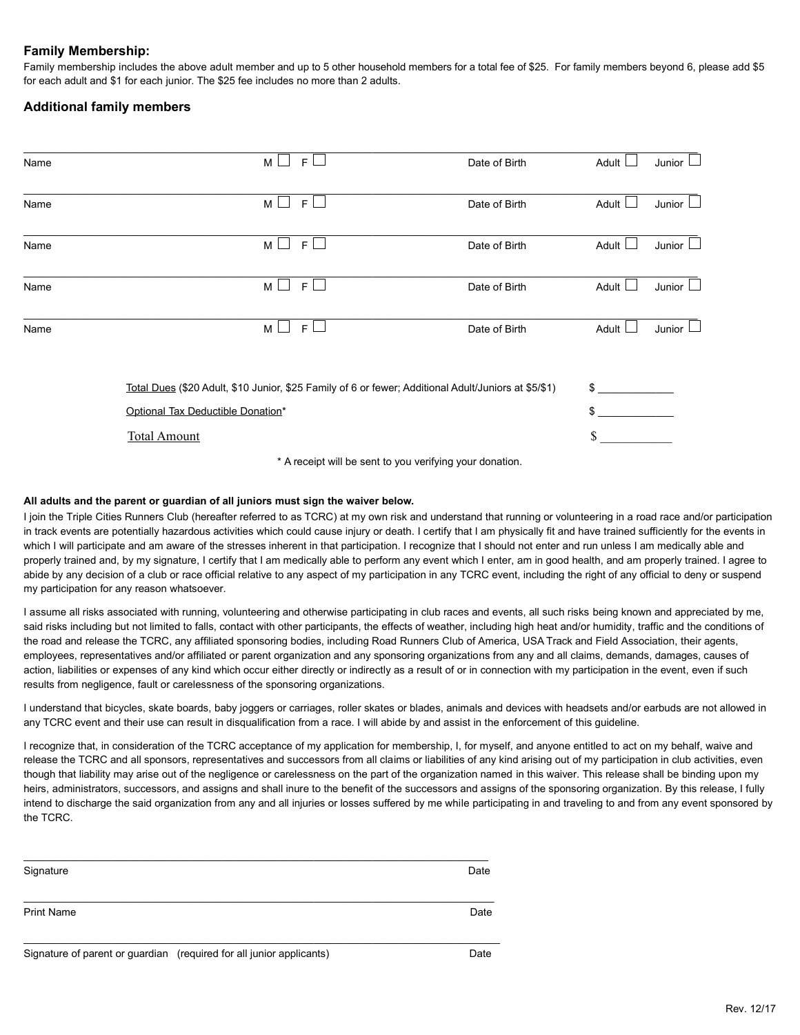### Family Membership:

Family membership includes the above adult member and up to 5 other household members for a total fee of $25. For family members beyond 6, please add $5 for each adult and $1 for each junior. The $25 fee includes no more than 2 adults.

### Additional family members

| | | | |
|---|---|---|---|
| Name | M ☐ F ☐ | Date of Birth | Adult ☐ Junior ☐ |
| Name | M ☐ F ☐ | Date of Birth | Adult ☐ Junior ☐ |
| Name | M ☐ F ☐ | Date of Birth | Adult ☐ Junior ☐ |
| Name | M ☐ F ☐ | Date of Birth | Adult ☐ Junior ☐ |
| Name | M ☐ F ☐ | Date of Birth | Adult ☐ Junior ☐ |

| | |
|---|---|
| Total Dues ($20 Adult, $10 Junior, $25 Family of 6 or fewer; Additional Adult/Juniors at $5/$1) | $ ____________ |
| Optional Tax Deductible Donation* | $ ____________ |
| Total Amount | $ ____________ |

\* A receipt will be sent to you verifying your donation.

**All adults and the parent or guardian of all juniors must sign the waiver below.**

I join the Triple Cities Runners Club (hereafter referred to as TCRC) at my own risk and understand that running or volunteering in a road race and/or participation in track events are potentially hazardous activities which could cause injury or death. I certify that I am physically fit and have trained sufficiently for the events in which I will participate and am aware of the stresses inherent in that participation. I recognize that I should not enter and run unless I am medically able and properly trained and, by my signature, I certify that I am medically able to perform any event which I enter, am in good health, and am properly trained. I agree to abide by any decision of a club or race official relative to any aspect of my participation in any TCRC event, including the right of any official to deny or suspend my participation for any reason whatsoever.

I assume all risks associated with running, volunteering and otherwise participating in club races and events, all such risks being known and appreciated by me, said risks including but not limited to falls, contact with other participants, the effects of weather, including high heat and/or humidity, traffic and the conditions of the road and release the TCRC, any affiliated sponsoring bodies, including Road Runners Club of America, USA Track and Field Association, their agents, employees, representatives and/or affiliated or parent organization and any sponsoring organizations from any and all claims, demands, damages, causes of action, liabilities or expenses of any kind which occur either directly or indirectly as a result of or in connection with my participation in the event, even if such results from negligence, fault or carelessness of the sponsoring organizations.

I understand that bicycles, skate boards, baby joggers or carriages, roller skates or blades, animals and devices with headsets and/or earbuds are not allowed in any TCRC event and their use can result in disqualification from a race. I will abide by and assist in the enforcement of this guideline.

I recognize that, in consideration of the TCRC acceptance of my application for membership, I, for myself, and anyone entitled to act on my behalf, waive and release the TCRC and all sponsors, representatives and successors from all claims or liabilities of any kind arising out of my participation in club activities, even though that liability may arise out of the negligence or carelessness on the part of the organization named in this waiver. This release shall be binding upon my heirs, administrators, successors, and assigns and shall inure to the benefit of the successors and assigns of the sponsoring organization. By this release, I fully intend to discharge the said organization from any and all injuries or losses suffered by me while participating in and traveling to and from any event sponsored by the TCRC.

Signature ____________________________________________ Date

Print Name ____________________________________________ Date

Signature of parent or guardian (required for all junior applicants) ____________________ Date

Rev. 12/17